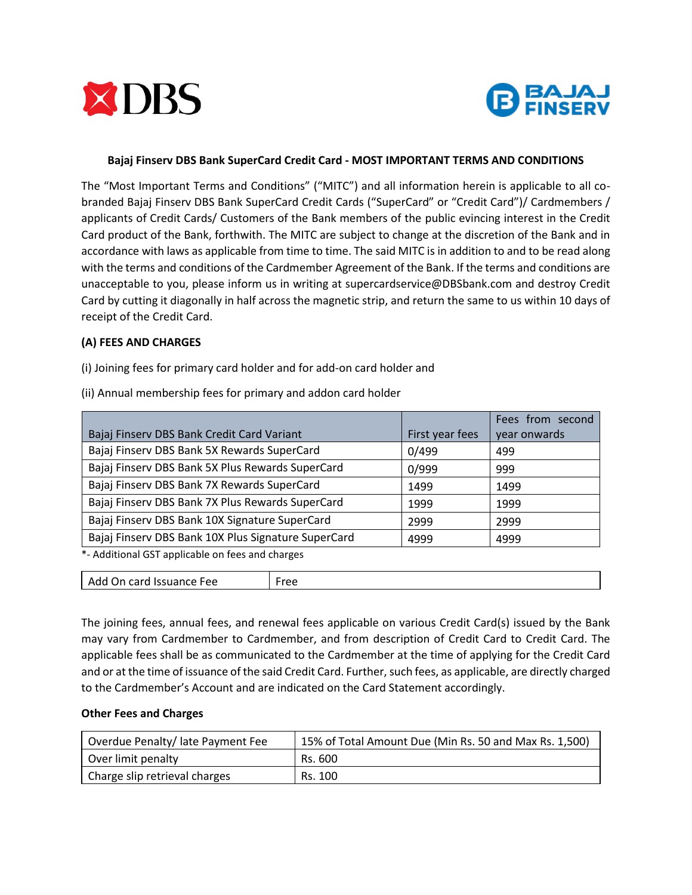## Bajaj Finserv DBS Bank SuperCard Credit Card - MOST IMPORTANT TERMS AND CONDITIONS

The "Most Important Terms and Conditions" ("MITC") and all information herein is applicable to all co-branded Bajaj Finserv DBS Bank SuperCard Credit Cards ("SuperCard" or "Credit Card")/ Cardmembers / applicants of Credit Cards/ Customers of the Bank members of the public evincing interest in the Credit Card product of the Bank, forthwith. The MITC are subject to change at the discretion of the Bank and in accordance with laws as applicable from time to time. The said MITC is in addition to and to be read along with the terms and conditions of the Cardmember Agreement of the Bank. If the terms and conditions are unacceptable to you, please inform us in writing at supercardservice@DBSbank.com and destroy Credit Card by cutting it diagonally in half across the magnetic strip, and return the same to us within 10 days of receipt of the Credit Card.

### (A) FEES AND CHARGES

(i) Joining fees for primary card holder and for add-on card holder and

(ii) Annual membership fees for primary and addon card holder

| Bajaj Finserv DBS Bank Credit Card Variant | First year fees | Fees from second year onwards |
|---|---|---|
| Bajaj Finserv DBS Bank 5X Rewards SuperCard | 0/499 | 499 |
| Bajaj Finserv DBS Bank 5X Plus Rewards SuperCard | 0/999 | 999 |
| Bajaj Finserv DBS Bank 7X Rewards SuperCard | 1499 | 1499 |
| Bajaj Finserv DBS Bank 7X Plus Rewards SuperCard | 1999 | 1999 |
| Bajaj Finserv DBS Bank 10X Signature SuperCard | 2999 | 2999 |
| Bajaj Finserv DBS Bank 10X Plus Signature SuperCard | 4999 | 4999 |

*- Additional GST applicable on fees and charges

| Add On card Issuance Fee | Free |
|---|---|

The joining fees, annual fees, and renewal fees applicable on various Credit Card(s) issued by the Bank may vary from Cardmember to Cardmember, and from description of Credit Card to Credit Card. The applicable fees shall be as communicated to the Cardmember at the time of applying for the Credit Card and or at the time of issuance of the said Credit Card. Further, such fees, as applicable, are directly charged to the Cardmember's Account and are indicated on the Card Statement accordingly.

**Other Fees and Charges**

| Overdue Penalty/ late Payment Fee | 15% of Total Amount Due (Min Rs. 50 and Max Rs. 1,500) |
|---|---|
| Over limit penalty | Rs. 600 |
| Charge slip retrieval charges | Rs. 100 |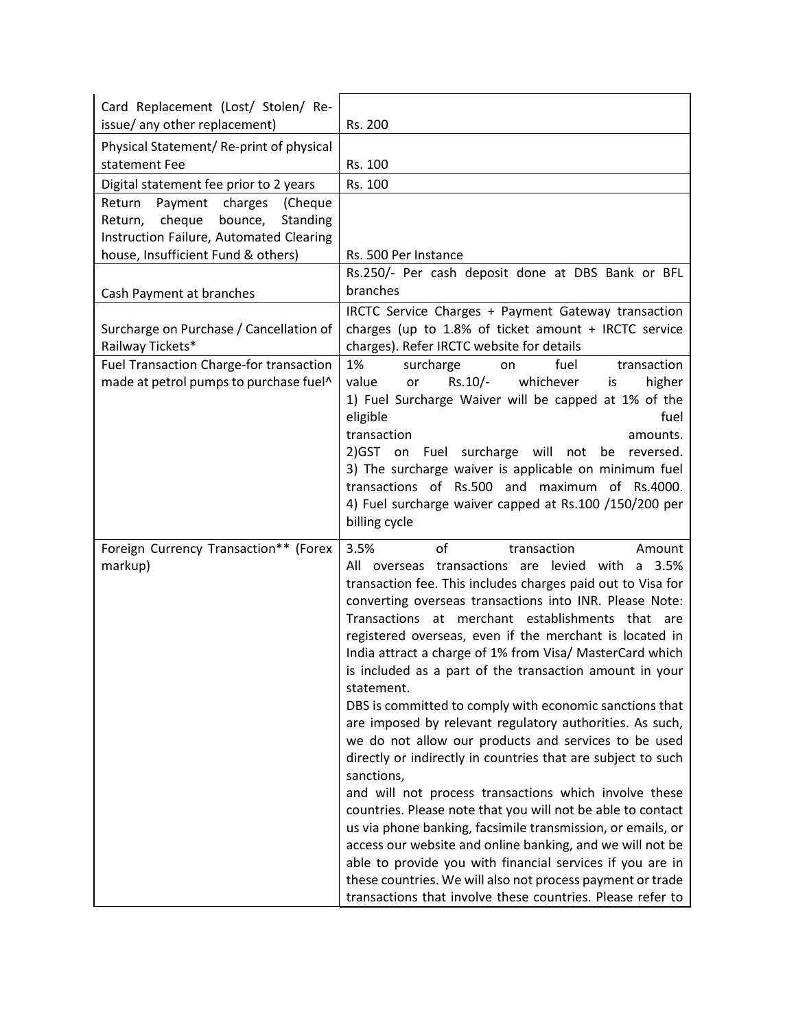| | |
|---|---|
| Card Replacement (Lost/ Stolen/ Re-issue/ any other replacement) | Rs. 200 |
| Physical Statement/ Re-print of physical statement Fee | Rs. 100 |
| Digital statement fee prior to 2 years | Rs. 100 |
| Return Payment charges (Cheque Return, cheque bounce, Standing Instruction Failure, Automated Clearing house, Insufficient Fund & others) | Rs. 500 Per Instance |
| Cash Payment at branches | Rs.250/- Per cash deposit done at DBS Bank or BFL branches |
| Surcharge on Purchase / Cancellation of Railway Tickets* | IRCTC Service Charges + Payment Gateway transaction charges (up to 1.8% of ticket amount + IRCTC service charges). Refer IRCTC website for details |
| Fuel Transaction Charge-for transaction made at petrol pumps to purchase fuel^ | 1% surcharge on fuel transaction value or Rs.10/- whichever is higher<br>1) Fuel Surcharge Waiver will be capped at 1% of the eligible fuel transaction amounts.<br>2)GST on Fuel surcharge will not be reversed.<br>3) The surcharge waiver is applicable on minimum fuel transactions of Rs.500 and maximum of Rs.4000.<br>4) Fuel surcharge waiver capped at Rs.100 /150/200 per billing cycle |
| Foreign Currency Transaction** (Forex markup) | 3.5% of transaction Amount<br>All overseas transactions are levied with a 3.5% transaction fee. This includes charges paid out to Visa for converting overseas transactions into INR. Please Note: Transactions at merchant establishments that are registered overseas, even if the merchant is located in India attract a charge of 1% from Visa/ MasterCard which is included as a part of the transaction amount in your statement.<br>DBS is committed to comply with economic sanctions that are imposed by relevant regulatory authorities. As such, we do not allow our products and services to be used directly or indirectly in countries that are subject to such sanctions,<br>and will not process transactions which involve these countries. Please note that you will not be able to contact us via phone banking, facsimile transmission, or emails, or access our website and online banking, and we will not be able to provide you with financial services if you are in these countries. We will also not process payment or trade transactions that involve these countries. Please refer to |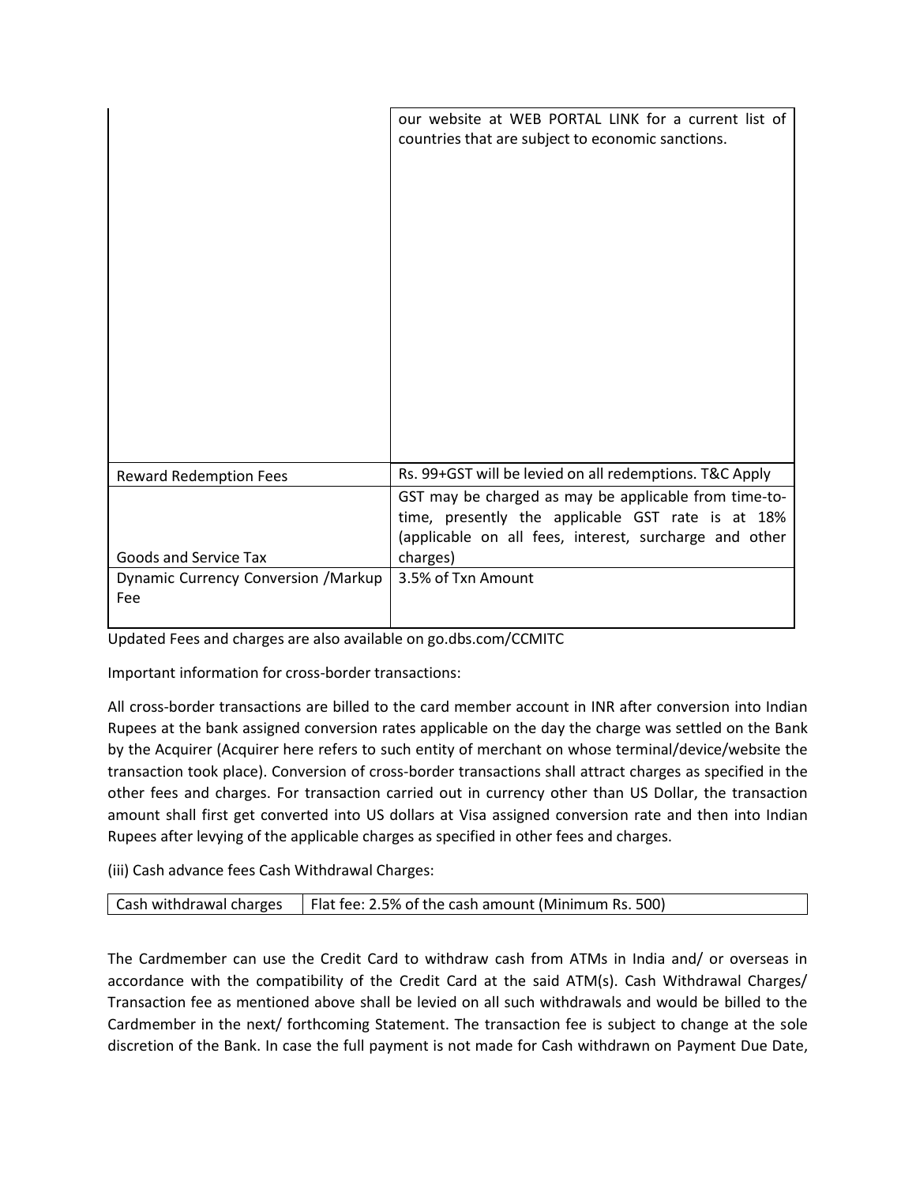| | |
|---|---|
| | our website at WEB PORTAL LINK for a current list of countries that are subject to economic sanctions. |
| Reward Redemption Fees | Rs. 99+GST will be levied on all redemptions. T&C Apply |
| Goods and Service Tax | GST may be charged as may be applicable from time-to-time, presently the applicable GST rate is at 18% (applicable on all fees, interest, surcharge and other charges) |
| Dynamic Currency Conversion /Markup Fee | 3.5% of Txn Amount |

Updated Fees and charges are also available on go.dbs.com/CCMITC

Important information for cross-border transactions:

All cross-border transactions are billed to the card member account in INR after conversion into Indian Rupees at the bank assigned conversion rates applicable on the day the charge was settled on the Bank by the Acquirer (Acquirer here refers to such entity of merchant on whose terminal/device/website the transaction took place). Conversion of cross-border transactions shall attract charges as specified in the other fees and charges. For transaction carried out in currency other than US Dollar, the transaction amount shall first get converted into US dollars at Visa assigned conversion rate and then into Indian Rupees after levying of the applicable charges as specified in other fees and charges.

(iii) Cash advance fees Cash Withdrawal Charges:

| | |
|---|---|
| Cash withdrawal charges | Flat fee: 2.5% of the cash amount (Minimum Rs. 500) |

The Cardmember can use the Credit Card to withdraw cash from ATMs in India and/ or overseas in accordance with the compatibility of the Credit Card at the said ATM(s). Cash Withdrawal Charges/ Transaction fee as mentioned above shall be levied on all such withdrawals and would be billed to the Cardmember in the next/ forthcoming Statement. The transaction fee is subject to change at the sole discretion of the Bank. In case the full payment is not made for Cash withdrawn on Payment Due Date,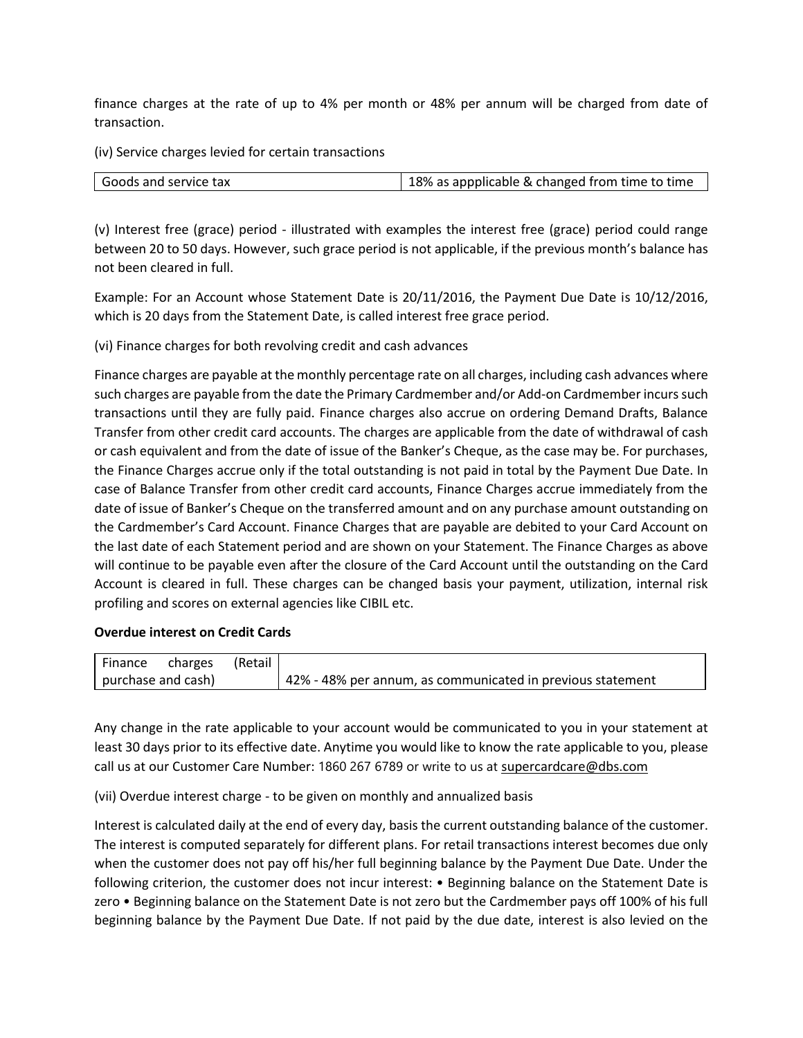finance charges at the rate of up to 4% per month or 48% per annum will be charged from date of transaction.

(iv) Service charges levied for certain transactions

| Goods and service tax | 18% as appplicable & changed from time to time |
|---|---|

(v) Interest free (grace) period - illustrated with examples the interest free (grace) period could range between 20 to 50 days. However, such grace period is not applicable, if the previous month's balance has not been cleared in full.

Example: For an Account whose Statement Date is 20/11/2016, the Payment Due Date is 10/12/2016, which is 20 days from the Statement Date, is called interest free grace period.

(vi) Finance charges for both revolving credit and cash advances

Finance charges are payable at the monthly percentage rate on all charges, including cash advances where such charges are payable from the date the Primary Cardmember and/or Add-on Cardmember incurs such transactions until they are fully paid. Finance charges also accrue on ordering Demand Drafts, Balance Transfer from other credit card accounts. The charges are applicable from the date of withdrawal of cash or cash equivalent and from the date of issue of the Banker's Cheque, as the case may be. For purchases, the Finance Charges accrue only if the total outstanding is not paid in total by the Payment Due Date. In case of Balance Transfer from other credit card accounts, Finance Charges accrue immediately from the date of issue of Banker's Cheque on the transferred amount and on any purchase amount outstanding on the Cardmember's Card Account. Finance Charges that are payable are debited to your Card Account on the last date of each Statement period and are shown on your Statement. The Finance Charges as above will continue to be payable even after the closure of the Card Account until the outstanding on the Card Account is cleared in full. These charges can be changed basis your payment, utilization, internal risk profiling and scores on external agencies like CIBIL etc.

**Overdue interest on Credit Cards**

| Finance charges (Retail purchase and cash) | 42% - 48% per annum, as communicated in previous statement |
|---|---|

Any change in the rate applicable to your account would be communicated to you in your statement at least 30 days prior to its effective date. Anytime you would like to know the rate applicable to you, please call us at our Customer Care Number: 1860 267 6789 or write to us at supercardcare@dbs.com

(vii) Overdue interest charge - to be given on monthly and annualized basis

Interest is calculated daily at the end of every day, basis the current outstanding balance of the customer. The interest is computed separately for different plans. For retail transactions interest becomes due only when the customer does not pay off his/her full beginning balance by the Payment Due Date. Under the following criterion, the customer does not incur interest: • Beginning balance on the Statement Date is zero • Beginning balance on the Statement Date is not zero but the Cardmember pays off 100% of his full beginning balance by the Payment Due Date. If not paid by the due date, interest is also levied on the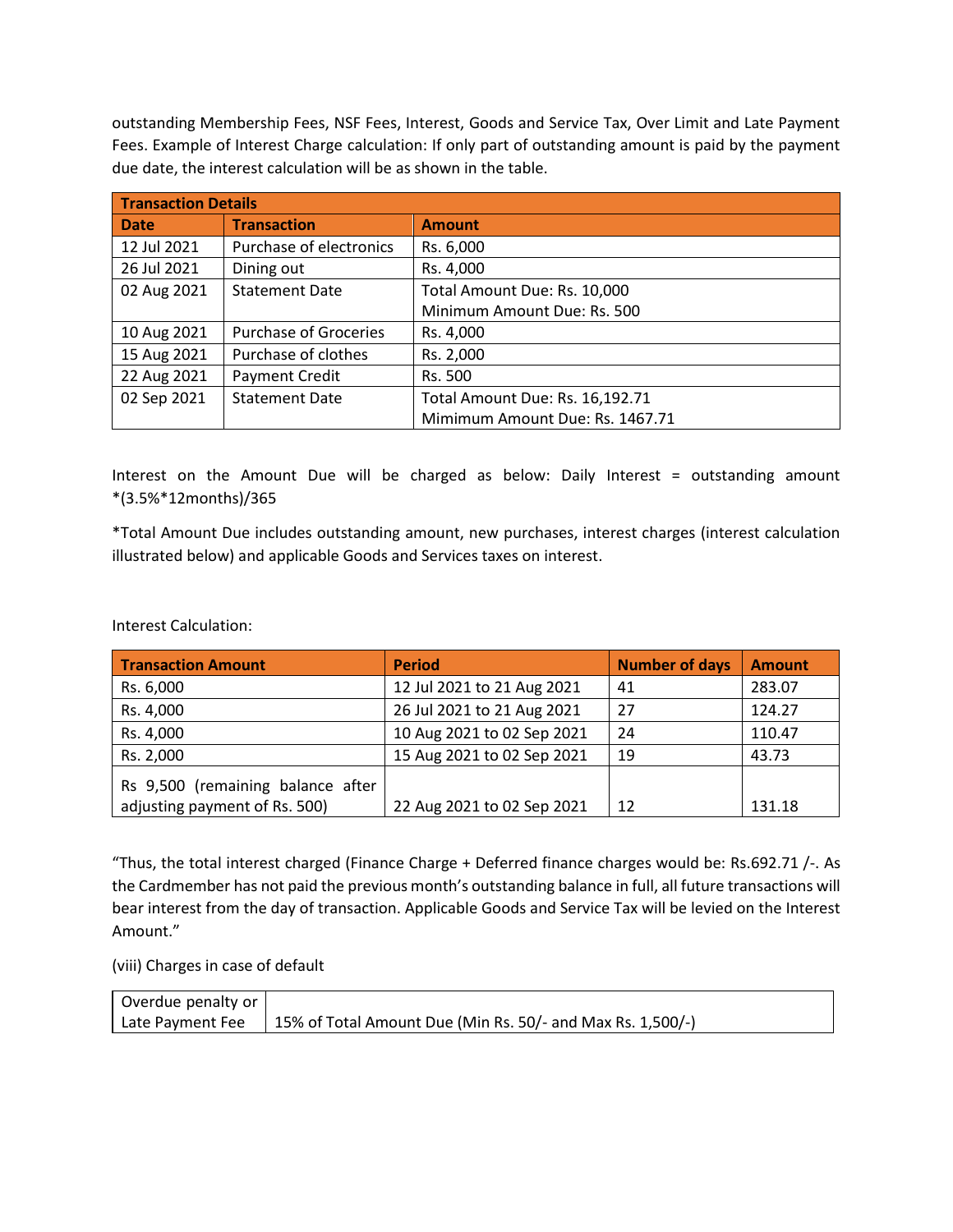outstanding Membership Fees, NSF Fees, Interest, Goods and Service Tax, Over Limit and Late Payment Fees. Example of Interest Charge calculation: If only part of outstanding amount is paid by the payment due date, the interest calculation will be as shown in the table.

| Transaction Details | | |
|---|---|---|
| **Date** | **Transaction** | **Amount** |
| 12 Jul 2021 | Purchase of electronics | Rs. 6,000 |
| 26 Jul 2021 | Dining out | Rs. 4,000 |
| 02 Aug 2021 | Statement Date | Total Amount Due: Rs. 10,000<br>Minimum Amount Due: Rs. 500 |
| 10 Aug 2021 | Purchase of Groceries | Rs. 4,000 |
| 15 Aug 2021 | Purchase of clothes | Rs. 2,000 |
| 22 Aug 2021 | Payment Credit | Rs. 500 |
| 02 Sep 2021 | Statement Date | Total Amount Due: Rs. 16,192.71<br>Mimimum Amount Due: Rs. 1467.71 |

Interest on the Amount Due will be charged as below: Daily Interest = outstanding amount *(3.5%*12months)/365

*Total Amount Due includes outstanding amount, new purchases, interest charges (interest calculation illustrated below) and applicable Goods and Services taxes on interest.

Interest Calculation:

| Transaction Amount | Period | Number of days | Amount |
|---|---|---|---|
| Rs. 6,000 | 12 Jul 2021 to 21 Aug 2021 | 41 | 283.07 |
| Rs. 4,000 | 26 Jul 2021 to 21 Aug 2021 | 27 | 124.27 |
| Rs. 4,000 | 10 Aug 2021 to 02 Sep 2021 | 24 | 110.47 |
| Rs. 2,000 | 15 Aug 2021 to 02 Sep 2021 | 19 | 43.73 |
| Rs 9,500 (remaining balance after adjusting payment of Rs. 500) | 22 Aug 2021 to 02 Sep 2021 | 12 | 131.18 |

"Thus, the total interest charged (Finance Charge + Deferred finance charges would be: Rs.692.71 /-. As the Cardmember has not paid the previous month's outstanding balance in full, all future transactions will bear interest from the day of transaction. Applicable Goods and Service Tax will be levied on the Interest Amount."

(viii) Charges in case of default

| Overdue penalty or Late Payment Fee | 15% of Total Amount Due (Min Rs. 50/- and Max Rs. 1,500/-) |
|---|---|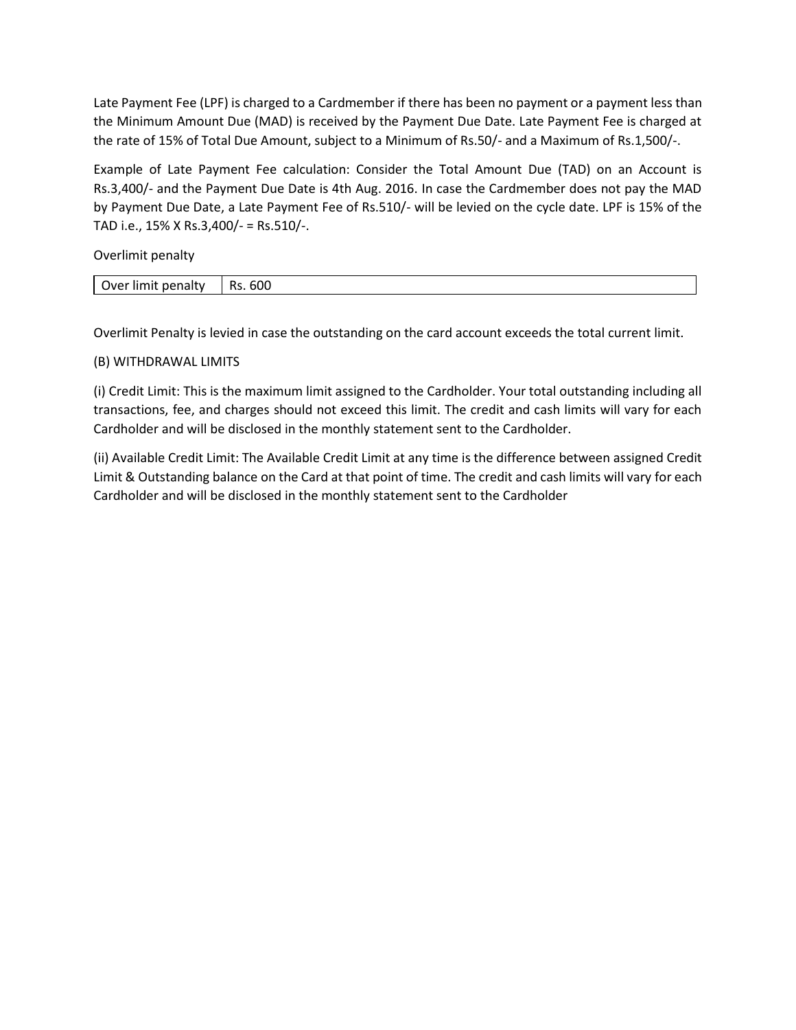Late Payment Fee (LPF) is charged to a Cardmember if there has been no payment or a payment less than the Minimum Amount Due (MAD) is received by the Payment Due Date. Late Payment Fee is charged at the rate of 15% of Total Due Amount, subject to a Minimum of Rs.50/- and a Maximum of Rs.1,500/-.

Example of Late Payment Fee calculation: Consider the Total Amount Due (TAD) on an Account is Rs.3,400/- and the Payment Due Date is 4th Aug. 2016. In case the Cardmember does not pay the MAD by Payment Due Date, a Late Payment Fee of Rs.510/- will be levied on the cycle date. LPF is 15% of the TAD i.e., 15% X Rs.3,400/- = Rs.510/-.

Overlimit penalty

| Over limit penalty | Rs. 600 |
|---|---|

Overlimit Penalty is levied in case the outstanding on the card account exceeds the total current limit.

(B) WITHDRAWAL LIMITS

(i) Credit Limit: This is the maximum limit assigned to the Cardholder. Your total outstanding including all transactions, fee, and charges should not exceed this limit. The credit and cash limits will vary for each Cardholder and will be disclosed in the monthly statement sent to the Cardholder.

(ii) Available Credit Limit: The Available Credit Limit at any time is the difference between assigned Credit Limit & Outstanding balance on the Card at that point of time. The credit and cash limits will vary for each Cardholder and will be disclosed in the monthly statement sent to the Cardholder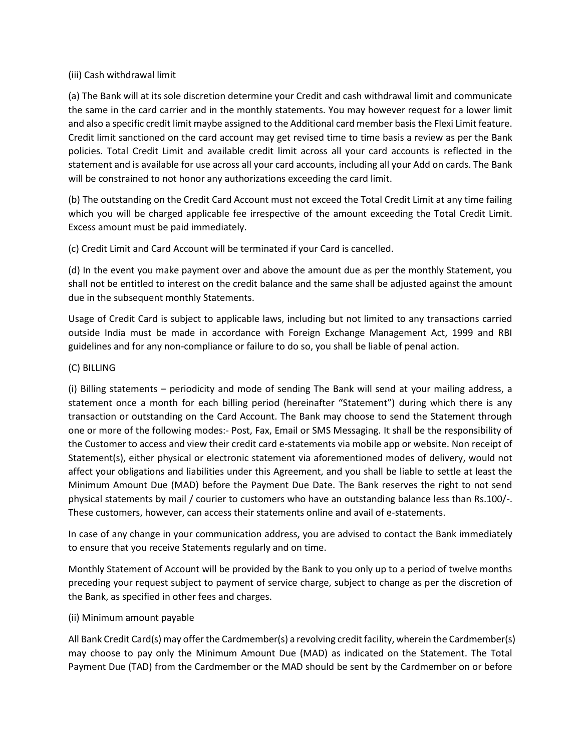(iii) Cash withdrawal limit

(a) The Bank will at its sole discretion determine your Credit and cash withdrawal limit and communicate the same in the card carrier and in the monthly statements. You may however request for a lower limit and also a specific credit limit maybe assigned to the Additional card member basis the Flexi Limit feature. Credit limit sanctioned on the card account may get revised time to time basis a review as per the Bank policies. Total Credit Limit and available credit limit across all your card accounts is reflected in the statement and is available for use across all your card accounts, including all your Add on cards. The Bank will be constrained to not honor any authorizations exceeding the card limit.

(b) The outstanding on the Credit Card Account must not exceed the Total Credit Limit at any time failing which you will be charged applicable fee irrespective of the amount exceeding the Total Credit Limit. Excess amount must be paid immediately.

(c) Credit Limit and Card Account will be terminated if your Card is cancelled.

(d) In the event you make payment over and above the amount due as per the monthly Statement, you shall not be entitled to interest on the credit balance and the same shall be adjusted against the amount due in the subsequent monthly Statements.

Usage of Credit Card is subject to applicable laws, including but not limited to any transactions carried outside India must be made in accordance with Foreign Exchange Management Act, 1999 and RBI guidelines and for any non-compliance or failure to do so, you shall be liable of penal action.

(C) BILLING

(i) Billing statements – periodicity and mode of sending The Bank will send at your mailing address, a statement once a month for each billing period (hereinafter "Statement") during which there is any transaction or outstanding on the Card Account. The Bank may choose to send the Statement through one or more of the following modes:- Post, Fax, Email or SMS Messaging. It shall be the responsibility of the Customer to access and view their credit card e-statements via mobile app or website. Non receipt of Statement(s), either physical or electronic statement via aforementioned modes of delivery, would not affect your obligations and liabilities under this Agreement, and you shall be liable to settle at least the Minimum Amount Due (MAD) before the Payment Due Date. The Bank reserves the right to not send physical statements by mail / courier to customers who have an outstanding balance less than Rs.100/-. These customers, however, can access their statements online and avail of e-statements.

In case of any change in your communication address, you are advised to contact the Bank immediately to ensure that you receive Statements regularly and on time.

Monthly Statement of Account will be provided by the Bank to you only up to a period of twelve months preceding your request subject to payment of service charge, subject to change as per the discretion of the Bank, as specified in other fees and charges.

(ii) Minimum amount payable

All Bank Credit Card(s) may offer the Cardmember(s) a revolving credit facility, wherein the Cardmember(s) may choose to pay only the Minimum Amount Due (MAD) as indicated on the Statement. The Total Payment Due (TAD) from the Cardmember or the MAD should be sent by the Cardmember on or before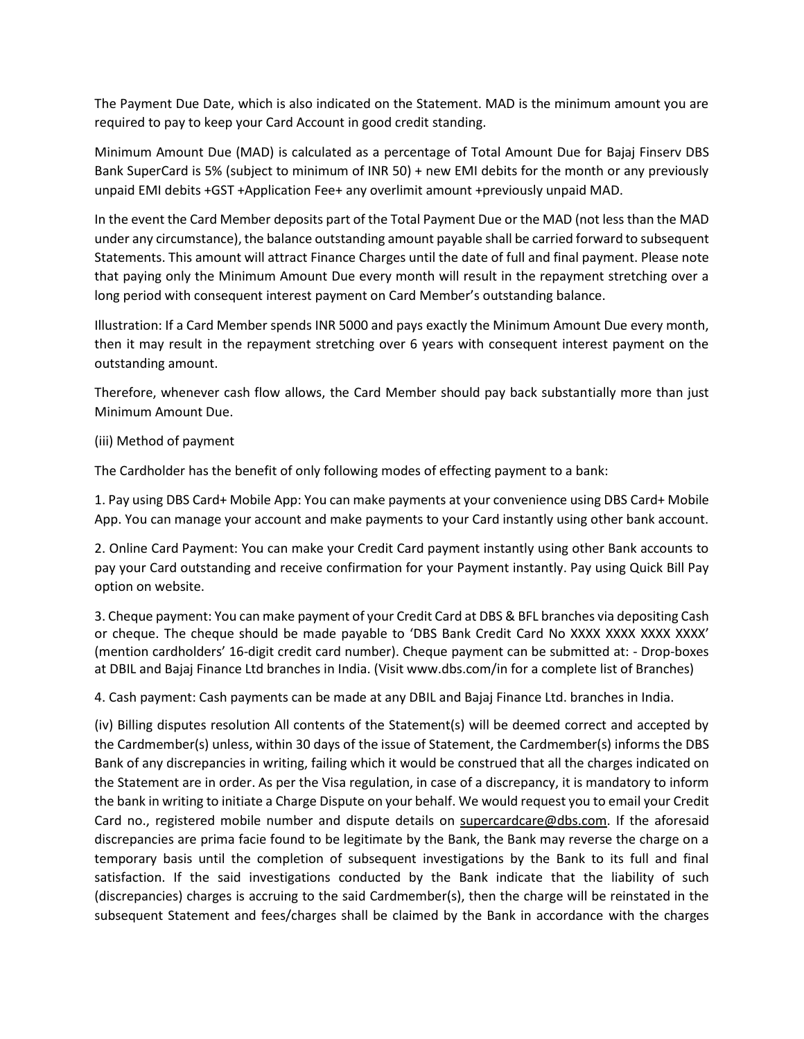The Payment Due Date, which is also indicated on the Statement. MAD is the minimum amount you are required to pay to keep your Card Account in good credit standing.

Minimum Amount Due (MAD) is calculated as a percentage of Total Amount Due for Bajaj Finserv DBS Bank SuperCard is 5% (subject to minimum of INR 50) + new EMI debits for the month or any previously unpaid EMI debits +GST +Application Fee+ any overlimit amount +previously unpaid MAD.

In the event the Card Member deposits part of the Total Payment Due or the MAD (not less than the MAD under any circumstance), the balance outstanding amount payable shall be carried forward to subsequent Statements. This amount will attract Finance Charges until the date of full and final payment. Please note that paying only the Minimum Amount Due every month will result in the repayment stretching over a long period with consequent interest payment on Card Member's outstanding balance.

Illustration: If a Card Member spends INR 5000 and pays exactly the Minimum Amount Due every month, then it may result in the repayment stretching over 6 years with consequent interest payment on the outstanding amount.

Therefore, whenever cash flow allows, the Card Member should pay back substantially more than just Minimum Amount Due.

(iii) Method of payment

The Cardholder has the benefit of only following modes of effecting payment to a bank:

1. Pay using DBS Card+ Mobile App: You can make payments at your convenience using DBS Card+ Mobile App. You can manage your account and make payments to your Card instantly using other bank account.

2. Online Card Payment: You can make your Credit Card payment instantly using other Bank accounts to pay your Card outstanding and receive confirmation for your Payment instantly. Pay using Quick Bill Pay option on website.

3. Cheque payment: You can make payment of your Credit Card at DBS & BFL branches via depositing Cash or cheque. The cheque should be made payable to 'DBS Bank Credit Card No XXXX XXXX XXXX XXXX' (mention cardholders' 16-digit credit card number). Cheque payment can be submitted at: - Drop-boxes at DBIL and Bajaj Finance Ltd branches in India. (Visit www.dbs.com/in for a complete list of Branches)

4. Cash payment: Cash payments can be made at any DBIL and Bajaj Finance Ltd. branches in India.

(iv) Billing disputes resolution All contents of the Statement(s) will be deemed correct and accepted by the Cardmember(s) unless, within 30 days of the issue of Statement, the Cardmember(s) informs the DBS Bank of any discrepancies in writing, failing which it would be construed that all the charges indicated on the Statement are in order. As per the Visa regulation, in case of a discrepancy, it is mandatory to inform the bank in writing to initiate a Charge Dispute on your behalf. We would request you to email your Credit Card no., registered mobile number and dispute details on supercardcare@dbs.com. If the aforesaid discrepancies are prima facie found to be legitimate by the Bank, the Bank may reverse the charge on a temporary basis until the completion of subsequent investigations by the Bank to its full and final satisfaction. If the said investigations conducted by the Bank indicate that the liability of such (discrepancies) charges is accruing to the said Cardmember(s), then the charge will be reinstated in the subsequent Statement and fees/charges shall be claimed by the Bank in accordance with the charges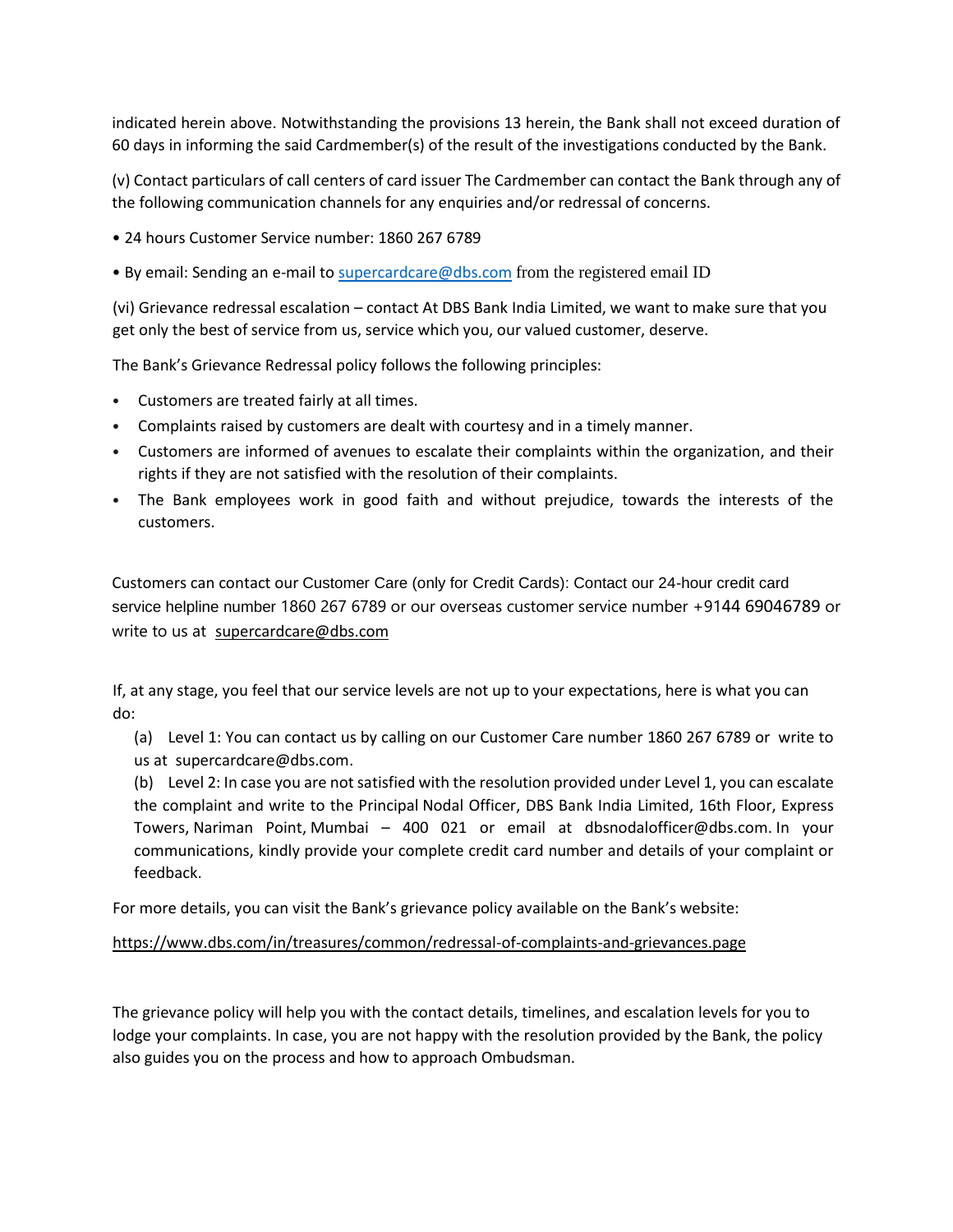indicated herein above. Notwithstanding the provisions 13 herein, the Bank shall not exceed duration of 60 days in informing the said Cardmember(s) of the result of the investigations conducted by the Bank.

(v) Contact particulars of call centers of card issuer The Cardmember can contact the Bank through any of the following communication channels for any enquiries and/or redressal of concerns.

- 24 hours Customer Service number: 1860 267 6789
- By email: Sending an e-mail to supercardcare@dbs.com from the registered email ID

(vi) Grievance redressal escalation – contact At DBS Bank India Limited, we want to make sure that you get only the best of service from us, service which you, our valued customer, deserve.

The Bank's Grievance Redressal policy follows the following principles:

- Customers are treated fairly at all times.
- Complaints raised by customers are dealt with courtesy and in a timely manner.
- Customers are informed of avenues to escalate their complaints within the organization, and their rights if they are not satisfied with the resolution of their complaints.
- The Bank employees work in good faith and without prejudice, towards the interests of the customers.

Customers can contact our Customer Care (only for Credit Cards): Contact our 24-hour credit card service helpline number 1860 267 6789 or our overseas customer service number +9144 69046789 or write to us at supercardcare@dbs.com

If, at any stage, you feel that our service levels are not up to your expectations, here is what you can do:

(a) Level 1: You can contact us by calling on our Customer Care number 1860 267 6789 or write to us at supercardcare@dbs.com.

(b) Level 2: In case you are not satisfied with the resolution provided under Level 1, you can escalate the complaint and write to the Principal Nodal Officer, DBS Bank India Limited, 16th Floor, Express Towers, Nariman Point, Mumbai – 400 021 or email at dbsnodalofficer@dbs.com. In your communications, kindly provide your complete credit card number and details of your complaint or feedback.

For more details, you can visit the Bank's grievance policy available on the Bank's website:

https://www.dbs.com/in/treasures/common/redressal-of-complaints-and-grievances.page

The grievance policy will help you with the contact details, timelines, and escalation levels for you to lodge your complaints. In case, you are not happy with the resolution provided by the Bank, the policy also guides you on the process and how to approach Ombudsman.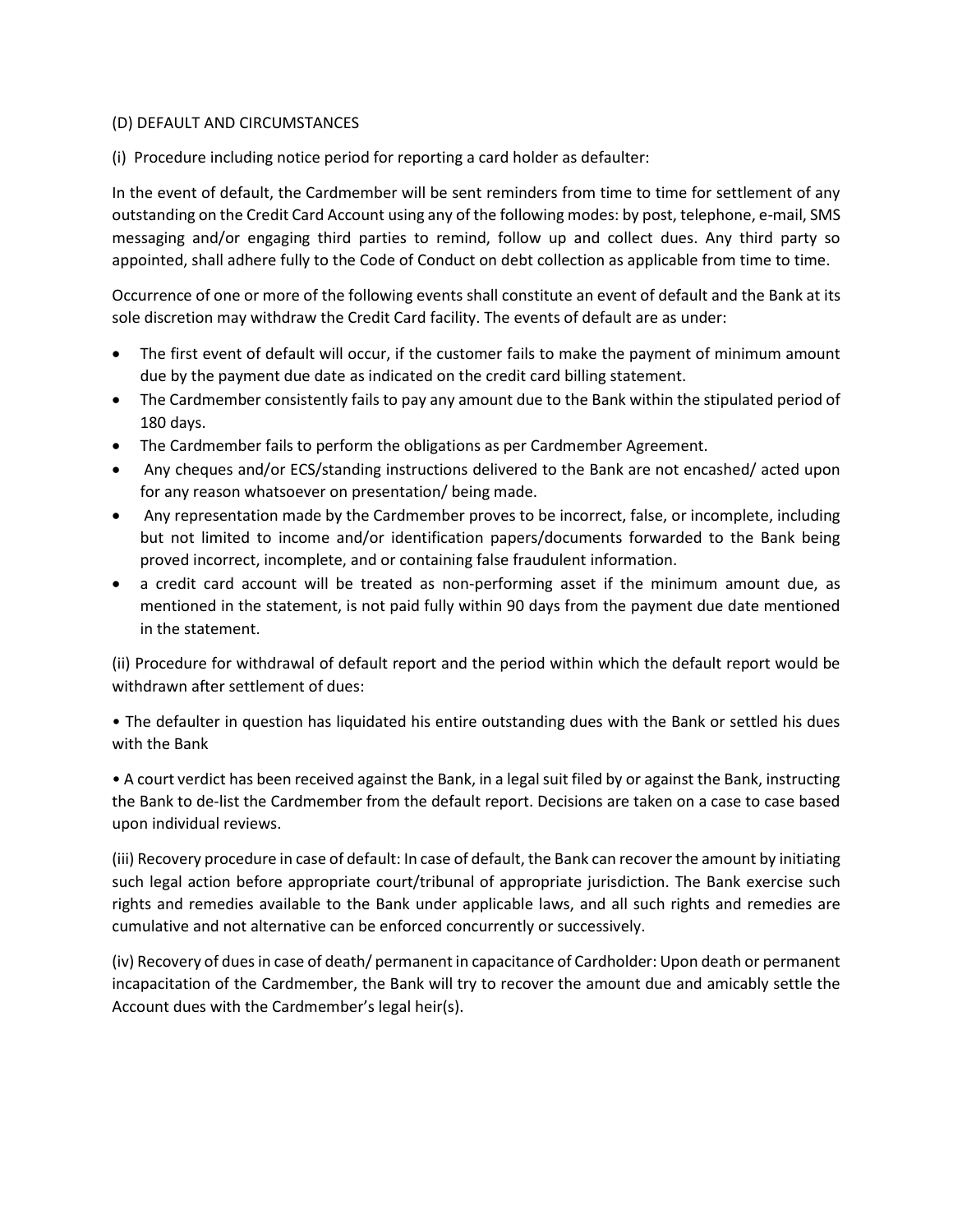## (D) DEFAULT AND CIRCUMSTANCES

(i) Procedure including notice period for reporting a card holder as defaulter:

In the event of default, the Cardmember will be sent reminders from time to time for settlement of any outstanding on the Credit Card Account using any of the following modes: by post, telephone, e-mail, SMS messaging and/or engaging third parties to remind, follow up and collect dues. Any third party so appointed, shall adhere fully to the Code of Conduct on debt collection as applicable from time to time.

Occurrence of one or more of the following events shall constitute an event of default and the Bank at its sole discretion may withdraw the Credit Card facility. The events of default are as under:

- The first event of default will occur, if the customer fails to make the payment of minimum amount due by the payment due date as indicated on the credit card billing statement.
- The Cardmember consistently fails to pay any amount due to the Bank within the stipulated period of 180 days.
- The Cardmember fails to perform the obligations as per Cardmember Agreement.
- Any cheques and/or ECS/standing instructions delivered to the Bank are not encashed/ acted upon for any reason whatsoever on presentation/ being made.
- Any representation made by the Cardmember proves to be incorrect, false, or incomplete, including but not limited to income and/or identification papers/documents forwarded to the Bank being proved incorrect, incomplete, and or containing false fraudulent information.
- a credit card account will be treated as non-performing asset if the minimum amount due, as mentioned in the statement, is not paid fully within 90 days from the payment due date mentioned in the statement.

(ii) Procedure for withdrawal of default report and the period within which the default report would be withdrawn after settlement of dues:

- The defaulter in question has liquidated his entire outstanding dues with the Bank or settled his dues with the Bank
- A court verdict has been received against the Bank, in a legal suit filed by or against the Bank, instructing the Bank to de-list the Cardmember from the default report. Decisions are taken on a case to case based upon individual reviews.

(iii) Recovery procedure in case of default: In case of default, the Bank can recover the amount by initiating such legal action before appropriate court/tribunal of appropriate jurisdiction. The Bank exercise such rights and remedies available to the Bank under applicable laws, and all such rights and remedies are cumulative and not alternative can be enforced concurrently or successively.

(iv) Recovery of dues in case of death/ permanent in capacitance of Cardholder: Upon death or permanent incapacitation of the Cardmember, the Bank will try to recover the amount due and amicably settle the Account dues with the Cardmember's legal heir(s).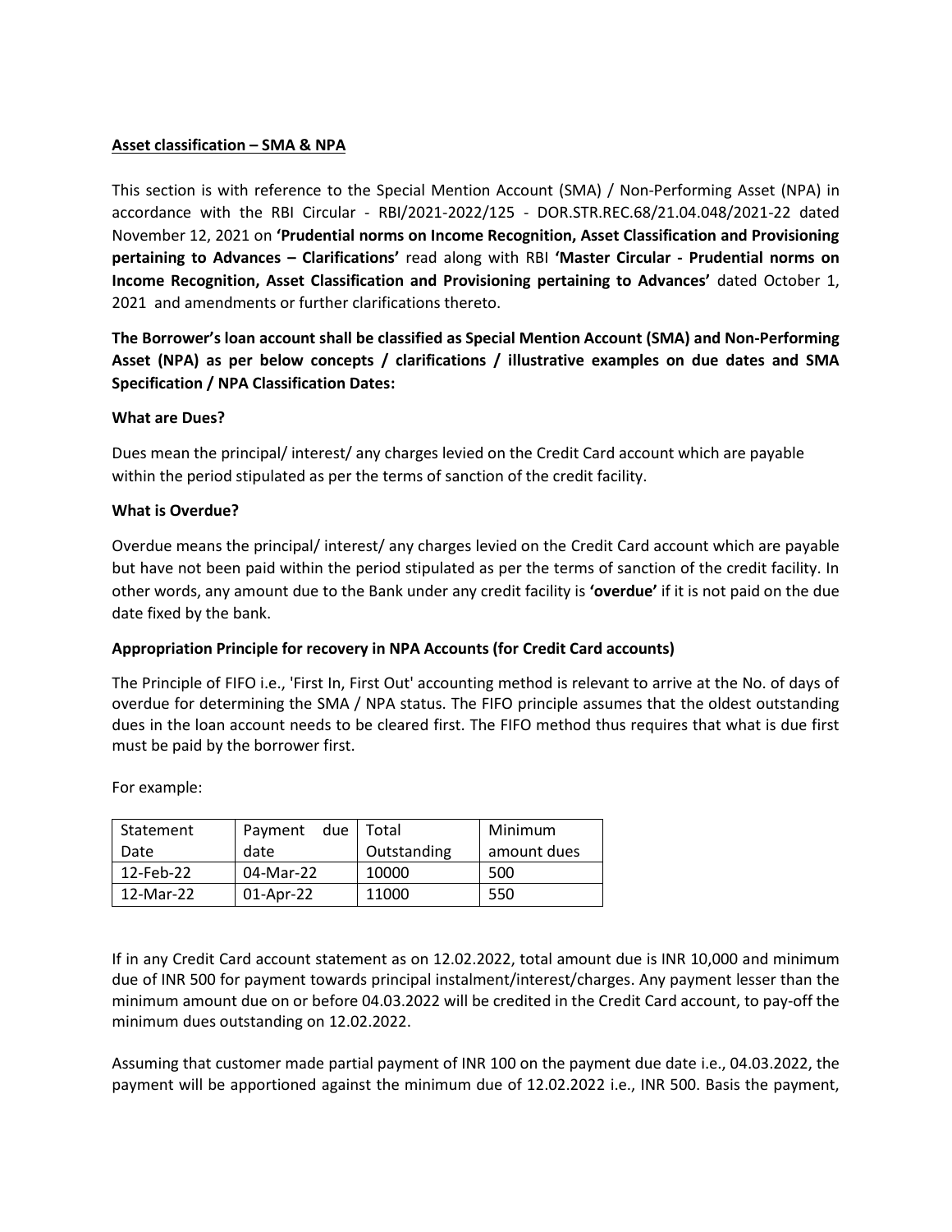## Asset classification – SMA & NPA

This section is with reference to the Special Mention Account (SMA) / Non-Performing Asset (NPA) in accordance with the RBI Circular - RBI/2021-2022/125 - DOR.STR.REC.68/21.04.048/2021-22 dated November 12, 2021 on **'Prudential norms on Income Recognition, Asset Classification and Provisioning pertaining to Advances – Clarifications'** read along with RBI **'Master Circular - Prudential norms on Income Recognition, Asset Classification and Provisioning pertaining to Advances'** dated October 1, 2021 and amendments or further clarifications thereto.

**The Borrower's loan account shall be classified as Special Mention Account (SMA) and Non-Performing Asset (NPA) as per below concepts / clarifications / illustrative examples on due dates and SMA Specification / NPA Classification Dates:**

**What are Dues?**

Dues mean the principal/ interest/ any charges levied on the Credit Card account which are payable within the period stipulated as per the terms of sanction of the credit facility.

**What is Overdue?**

Overdue means the principal/ interest/ any charges levied on the Credit Card account which are payable but have not been paid within the period stipulated as per the terms of sanction of the credit facility. In other words, any amount due to the Bank under any credit facility is **'overdue'** if it is not paid on the due date fixed by the bank.

**Appropriation Principle for recovery in NPA Accounts (for Credit Card accounts)**

The Principle of FIFO i.e., 'First In, First Out' accounting method is relevant to arrive at the No. of days of overdue for determining the SMA / NPA status. The FIFO principle assumes that the oldest outstanding dues in the loan account needs to be cleared first. The FIFO method thus requires that what is due first must be paid by the borrower first.

For example:

| Statement Date | Payment due date | Total Outstanding | Minimum amount dues |
|---|---|---|---|
| 12-Feb-22 | 04-Mar-22 | 10000 | 500 |
| 12-Mar-22 | 01-Apr-22 | 11000 | 550 |

If in any Credit Card account statement as on 12.02.2022, total amount due is INR 10,000 and minimum due of INR 500 for payment towards principal instalment/interest/charges. Any payment lesser than the minimum amount due on or before 04.03.2022 will be credited in the Credit Card account, to pay-off the minimum dues outstanding on 12.02.2022.

Assuming that customer made partial payment of INR 100 on the payment due date i.e., 04.03.2022, the payment will be apportioned against the minimum due of 12.02.2022 i.e., INR 500. Basis the payment,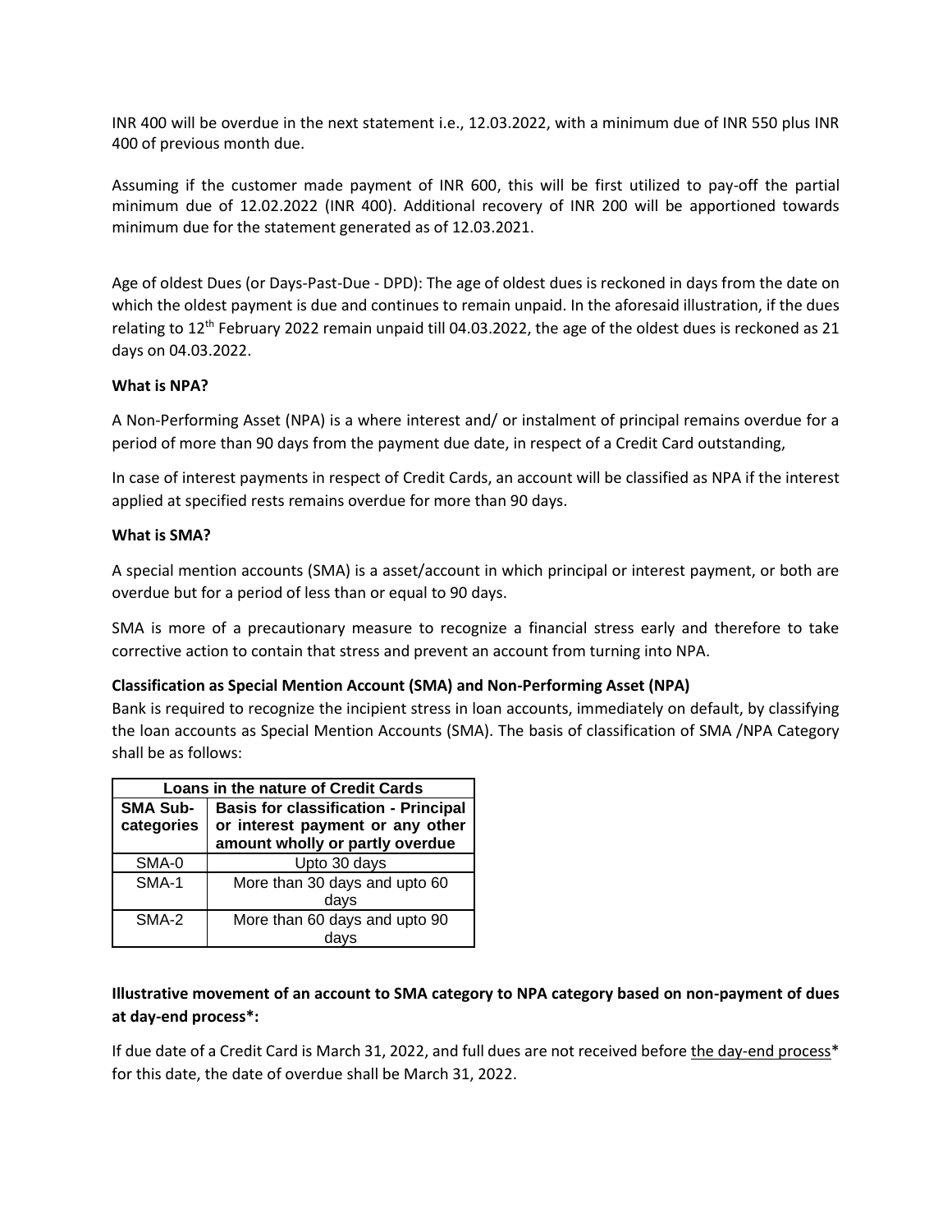INR 400 will be overdue in the next statement i.e., 12.03.2022, with a minimum due of INR 550 plus INR 400 of previous month due.

Assuming if the customer made payment of INR 600, this will be first utilized to pay-off the partial minimum due of 12.02.2022 (INR 400). Additional recovery of INR 200 will be apportioned towards minimum due for the statement generated as of 12.03.2021.

Age of oldest Dues (or Days-Past-Due - DPD): The age of oldest dues is reckoned in days from the date on which the oldest payment is due and continues to remain unpaid. In the aforesaid illustration, if the dues relating to 12th February 2022 remain unpaid till 04.03.2022, the age of the oldest dues is reckoned as 21 days on 04.03.2022.

**What is NPA?**

A Non-Performing Asset (NPA) is a where interest and/ or instalment of principal remains overdue for a period of more than 90 days from the payment due date, in respect of a Credit Card outstanding,

In case of interest payments in respect of Credit Cards, an account will be classified as NPA if the interest applied at specified rests remains overdue for more than 90 days.

**What is SMA?**

A special mention accounts (SMA) is a asset/account in which principal or interest payment, or both are overdue but for a period of less than or equal to 90 days.

SMA is more of a precautionary measure to recognize a financial stress early and therefore to take corrective action to contain that stress and prevent an account from turning into NPA.

**Classification as Special Mention Account (SMA) and Non-Performing Asset (NPA)**

Bank is required to recognize the incipient stress in loan accounts, immediately on default, by classifying the loan accounts as Special Mention Accounts (SMA). The basis of classification of SMA /NPA Category shall be as follows:

| **Loans in the nature of Credit Cards** | |
|---|---|
| **SMA Sub-categories** | **Basis for classification - Principal or interest payment or any other amount wholly or partly overdue** |
| SMA-0 | Upto 30 days |
| SMA-1 | More than 30 days and upto 60 days |
| SMA-2 | More than 60 days and upto 90 days |

**Illustrative movement of an account to SMA category to NPA category based on non-payment of dues at day-end process*:**

If due date of a Credit Card is March 31, 2022, and full dues are not received before the day-end process* for this date, the date of overdue shall be March 31, 2022.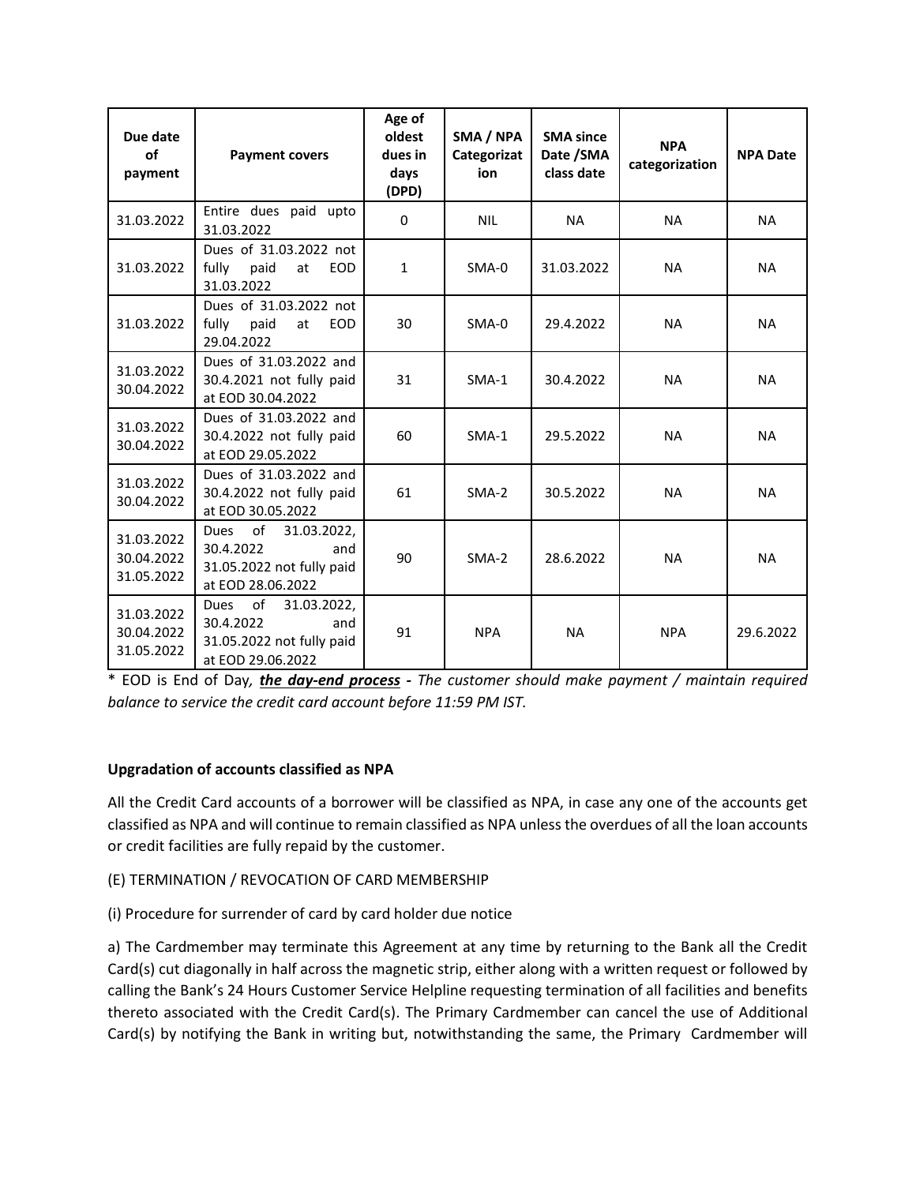| Due date of payment | Payment covers | Age of oldest dues in days (DPD) | SMA / NPA Categorization | SMA since Date /SMA class date | NPA categorization | NPA Date |
|---|---|---|---|---|---|---|
| 31.03.2022 | Entire dues paid upto 31.03.2022 | 0 | NIL | NA | NA | NA |
| 31.03.2022 | Dues of 31.03.2022 not fully paid at EOD 31.03.2022 | 1 | SMA-0 | 31.03.2022 | NA | NA |
| 31.03.2022 | Dues of 31.03.2022 not fully paid at EOD 29.04.2022 | 30 | SMA-0 | 29.4.2022 | NA | NA |
| 31.03.2022 30.04.2022 | Dues of 31.03.2022 and 30.4.2021 not fully paid at EOD 30.04.2022 | 31 | SMA-1 | 30.4.2022 | NA | NA |
| 31.03.2022 30.04.2022 | Dues of 31.03.2022 and 30.4.2022 not fully paid at EOD 29.05.2022 | 60 | SMA-1 | 29.5.2022 | NA | NA |
| 31.03.2022 30.04.2022 | Dues of 31.03.2022 and 30.4.2022 not fully paid at EOD 30.05.2022 | 61 | SMA-2 | 30.5.2022 | NA | NA |
| 31.03.2022 30.04.2022 31.05.2022 | Dues of 31.03.2022, 30.4.2022 and 31.05.2022 not fully paid at EOD 28.06.2022 | 90 | SMA-2 | 28.6.2022 | NA | NA |
| 31.03.2022 30.04.2022 31.05.2022 | Dues of 31.03.2022, 30.4.2022 and 31.05.2022 not fully paid at EOD 29.06.2022 | 91 | NPA | NA | NPA | 29.6.2022 |

* EOD is End of Day, ***the day-end process*** *- The customer should make payment / maintain required balance to service the credit card account before 11:59 PM IST.*

**Upgradation of accounts classified as NPA**

All the Credit Card accounts of a borrower will be classified as NPA, in case any one of the accounts get classified as NPA and will continue to remain classified as NPA unless the overdues of all the loan accounts or credit facilities are fully repaid by the customer.

(E) TERMINATION / REVOCATION OF CARD MEMBERSHIP

(i) Procedure for surrender of card by card holder due notice

a) The Cardmember may terminate this Agreement at any time by returning to the Bank all the Credit Card(s) cut diagonally in half across the magnetic strip, either along with a written request or followed by calling the Bank's 24 Hours Customer Service Helpline requesting termination of all facilities and benefits thereto associated with the Credit Card(s). The Primary Cardmember can cancel the use of Additional Card(s) by notifying the Bank in writing but, notwithstanding the same, the Primary Cardmember will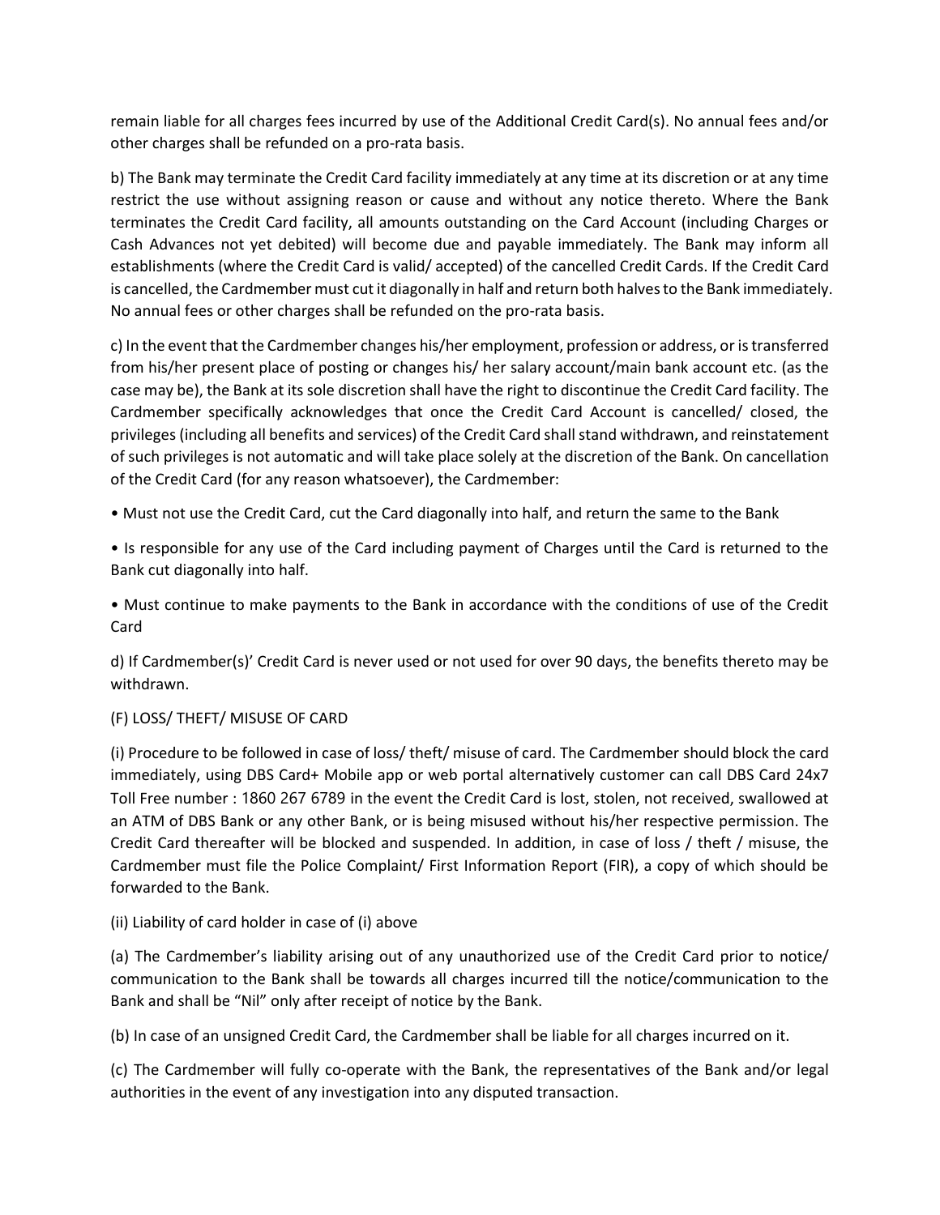remain liable for all charges fees incurred by use of the Additional Credit Card(s). No annual fees and/or other charges shall be refunded on a pro-rata basis.

b) The Bank may terminate the Credit Card facility immediately at any time at its discretion or at any time restrict the use without assigning reason or cause and without any notice thereto. Where the Bank terminates the Credit Card facility, all amounts outstanding on the Card Account (including Charges or Cash Advances not yet debited) will become due and payable immediately. The Bank may inform all establishments (where the Credit Card is valid/ accepted) of the cancelled Credit Cards. If the Credit Card is cancelled, the Cardmember must cut it diagonally in half and return both halves to the Bank immediately. No annual fees or other charges shall be refunded on the pro-rata basis.

c) In the event that the Cardmember changes his/her employment, profession or address, or is transferred from his/her present place of posting or changes his/ her salary account/main bank account etc. (as the case may be), the Bank at its sole discretion shall have the right to discontinue the Credit Card facility. The Cardmember specifically acknowledges that once the Credit Card Account is cancelled/ closed, the privileges (including all benefits and services) of the Credit Card shall stand withdrawn, and reinstatement of such privileges is not automatic and will take place solely at the discretion of the Bank. On cancellation of the Credit Card (for any reason whatsoever), the Cardmember:

- Must not use the Credit Card, cut the Card diagonally into half, and return the same to the Bank
- Is responsible for any use of the Card including payment of Charges until the Card is returned to the Bank cut diagonally into half.
- Must continue to make payments to the Bank in accordance with the conditions of use of the Credit Card

d) If Cardmember(s)' Credit Card is never used or not used for over 90 days, the benefits thereto may be withdrawn.

(F) LOSS/ THEFT/ MISUSE OF CARD

(i) Procedure to be followed in case of loss/ theft/ misuse of card. The Cardmember should block the card immediately, using DBS Card+ Mobile app or web portal alternatively customer can call DBS Card 24x7 Toll Free number : 1860 267 6789 in the event the Credit Card is lost, stolen, not received, swallowed at an ATM of DBS Bank or any other Bank, or is being misused without his/her respective permission. The Credit Card thereafter will be blocked and suspended. In addition, in case of loss / theft / misuse, the Cardmember must file the Police Complaint/ First Information Report (FIR), a copy of which should be forwarded to the Bank.

(ii) Liability of card holder in case of (i) above

(a) The Cardmember's liability arising out of any unauthorized use of the Credit Card prior to notice/ communication to the Bank shall be towards all charges incurred till the notice/communication to the Bank and shall be "Nil" only after receipt of notice by the Bank.

(b) In case of an unsigned Credit Card, the Cardmember shall be liable for all charges incurred on it.

(c) The Cardmember will fully co-operate with the Bank, the representatives of the Bank and/or legal authorities in the event of any investigation into any disputed transaction.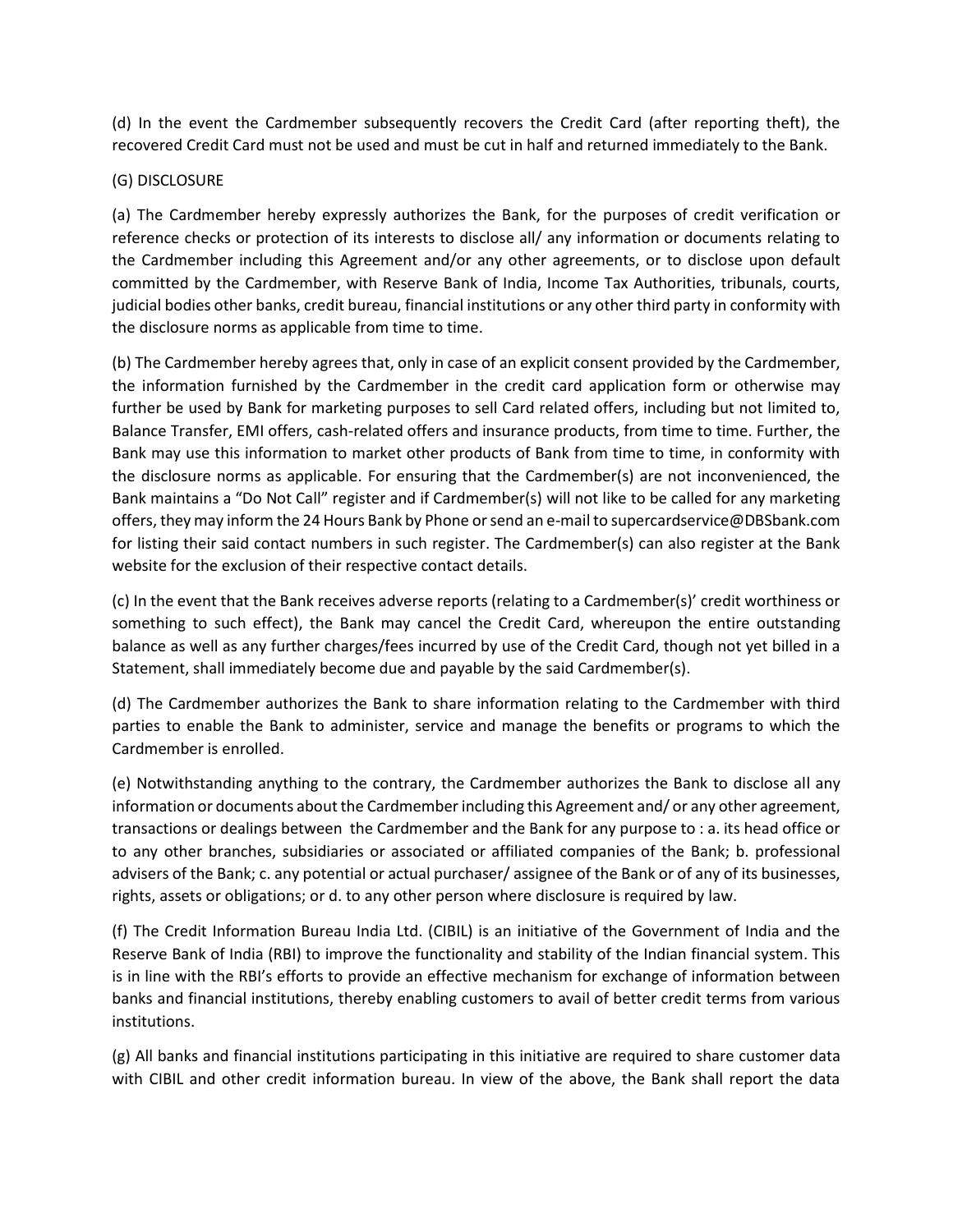(d) In the event the Cardmember subsequently recovers the Credit Card (after reporting theft), the recovered Credit Card must not be used and must be cut in half and returned immediately to the Bank.

(G) DISCLOSURE

(a) The Cardmember hereby expressly authorizes the Bank, for the purposes of credit verification or reference checks or protection of its interests to disclose all/ any information or documents relating to the Cardmember including this Agreement and/or any other agreements, or to disclose upon default committed by the Cardmember, with Reserve Bank of India, Income Tax Authorities, tribunals, courts, judicial bodies other banks, credit bureau, financial institutions or any other third party in conformity with the disclosure norms as applicable from time to time.

(b) The Cardmember hereby agrees that, only in case of an explicit consent provided by the Cardmember, the information furnished by the Cardmember in the credit card application form or otherwise may further be used by Bank for marketing purposes to sell Card related offers, including but not limited to, Balance Transfer, EMI offers, cash-related offers and insurance products, from time to time. Further, the Bank may use this information to market other products of Bank from time to time, in conformity with the disclosure norms as applicable. For ensuring that the Cardmember(s) are not inconvenienced, the Bank maintains a "Do Not Call" register and if Cardmember(s) will not like to be called for any marketing offers, they may inform the 24 Hours Bank by Phone or send an e-mail to supercardservice@DBSbank.com for listing their said contact numbers in such register. The Cardmember(s) can also register at the Bank website for the exclusion of their respective contact details.

(c) In the event that the Bank receives adverse reports (relating to a Cardmember(s)' credit worthiness or something to such effect), the Bank may cancel the Credit Card, whereupon the entire outstanding balance as well as any further charges/fees incurred by use of the Credit Card, though not yet billed in a Statement, shall immediately become due and payable by the said Cardmember(s).

(d) The Cardmember authorizes the Bank to share information relating to the Cardmember with third parties to enable the Bank to administer, service and manage the benefits or programs to which the Cardmember is enrolled.

(e) Notwithstanding anything to the contrary, the Cardmember authorizes the Bank to disclose all any information or documents about the Cardmember including this Agreement and/ or any other agreement, transactions or dealings between the Cardmember and the Bank for any purpose to : a. its head office or to any other branches, subsidiaries or associated or affiliated companies of the Bank; b. professional advisers of the Bank; c. any potential or actual purchaser/ assignee of the Bank or of any of its businesses, rights, assets or obligations; or d. to any other person where disclosure is required by law.

(f) The Credit Information Bureau India Ltd. (CIBIL) is an initiative of the Government of India and the Reserve Bank of India (RBI) to improve the functionality and stability of the Indian financial system. This is in line with the RBI's efforts to provide an effective mechanism for exchange of information between banks and financial institutions, thereby enabling customers to avail of better credit terms from various institutions.

(g) All banks and financial institutions participating in this initiative are required to share customer data with CIBIL and other credit information bureau. In view of the above, the Bank shall report the data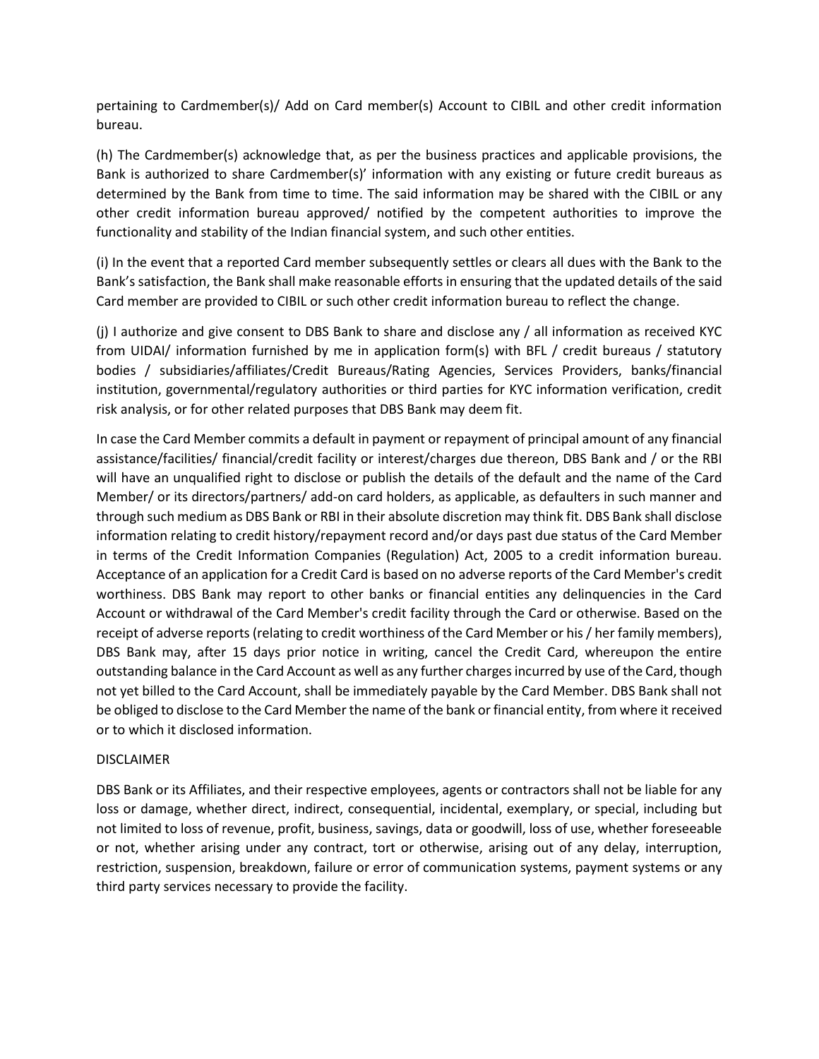pertaining to Cardmember(s)/ Add on Card member(s) Account to CIBIL and other credit information bureau.

(h) The Cardmember(s) acknowledge that, as per the business practices and applicable provisions, the Bank is authorized to share Cardmember(s)' information with any existing or future credit bureaus as determined by the Bank from time to time. The said information may be shared with the CIBIL or any other credit information bureau approved/ notified by the competent authorities to improve the functionality and stability of the Indian financial system, and such other entities.

(i) In the event that a reported Card member subsequently settles or clears all dues with the Bank to the Bank's satisfaction, the Bank shall make reasonable efforts in ensuring that the updated details of the said Card member are provided to CIBIL or such other credit information bureau to reflect the change.

(j) I authorize and give consent to DBS Bank to share and disclose any / all information as received KYC from UIDAI/ information furnished by me in application form(s) with BFL / credit bureaus / statutory bodies / subsidiaries/affiliates/Credit Bureaus/Rating Agencies, Services Providers, banks/financial institution, governmental/regulatory authorities or third parties for KYC information verification, credit risk analysis, or for other related purposes that DBS Bank may deem fit.

In case the Card Member commits a default in payment or repayment of principal amount of any financial assistance/facilities/ financial/credit facility or interest/charges due thereon, DBS Bank and / or the RBI will have an unqualified right to disclose or publish the details of the default and the name of the Card Member/ or its directors/partners/ add-on card holders, as applicable, as defaulters in such manner and through such medium as DBS Bank or RBI in their absolute discretion may think fit. DBS Bank shall disclose information relating to credit history/repayment record and/or days past due status of the Card Member in terms of the Credit Information Companies (Regulation) Act, 2005 to a credit information bureau. Acceptance of an application for a Credit Card is based on no adverse reports of the Card Member's credit worthiness. DBS Bank may report to other banks or financial entities any delinquencies in the Card Account or withdrawal of the Card Member's credit facility through the Card or otherwise. Based on the receipt of adverse reports (relating to credit worthiness of the Card Member or his / her family members), DBS Bank may, after 15 days prior notice in writing, cancel the Credit Card, whereupon the entire outstanding balance in the Card Account as well as any further charges incurred by use of the Card, though not yet billed to the Card Account, shall be immediately payable by the Card Member. DBS Bank shall not be obliged to disclose to the Card Member the name of the bank or financial entity, from where it received or to which it disclosed information.

DISCLAIMER

DBS Bank or its Affiliates, and their respective employees, agents or contractors shall not be liable for any loss or damage, whether direct, indirect, consequential, incidental, exemplary, or special, including but not limited to loss of revenue, profit, business, savings, data or goodwill, loss of use, whether foreseeable or not, whether arising under any contract, tort or otherwise, arising out of any delay, interruption, restriction, suspension, breakdown, failure or error of communication systems, payment systems or any third party services necessary to provide the facility.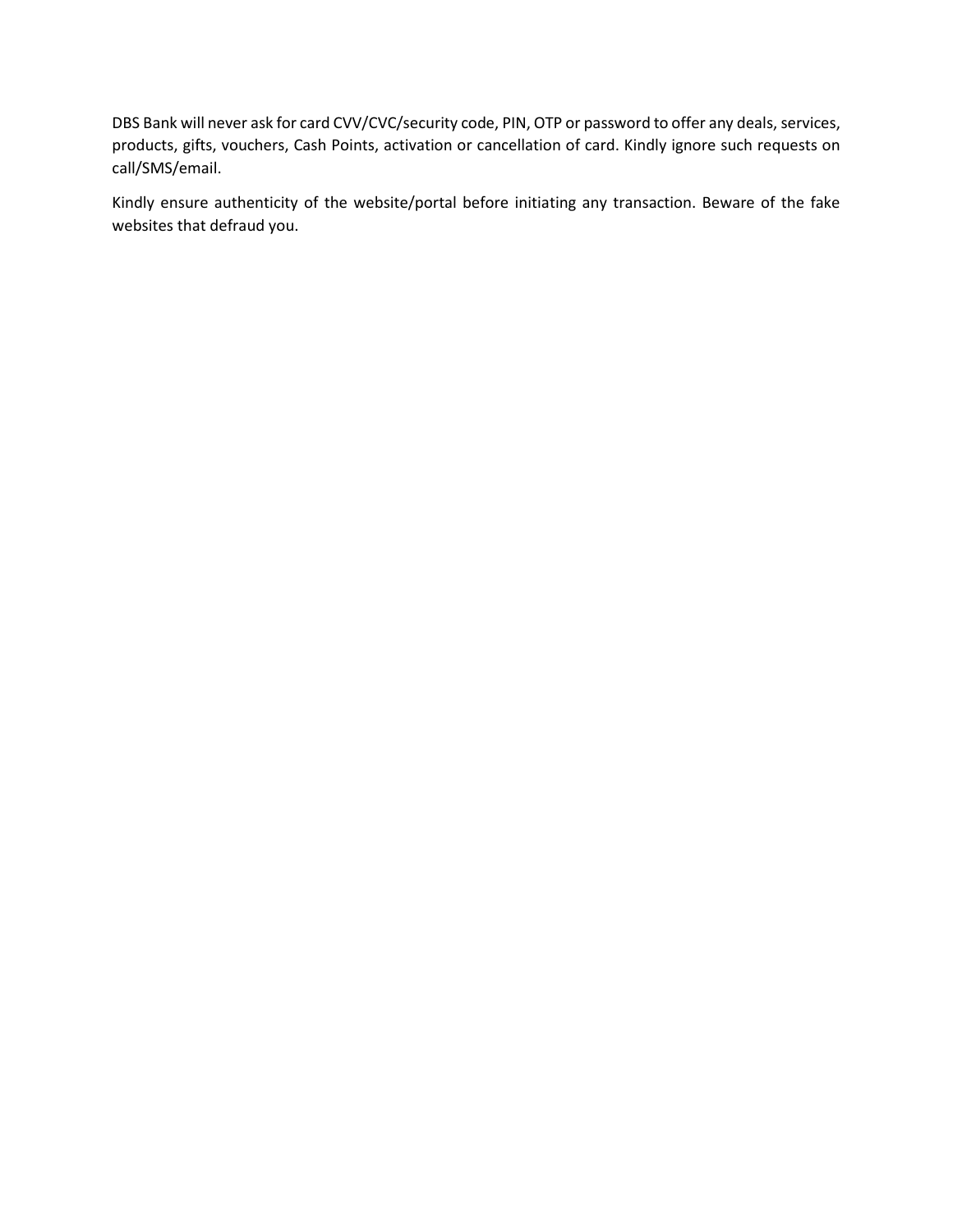DBS Bank will never ask for card CVV/CVC/security code, PIN, OTP or password to offer any deals, services, products, gifts, vouchers, Cash Points, activation or cancellation of card. Kindly ignore such requests on call/SMS/email.

Kindly ensure authenticity of the website/portal before initiating any transaction. Beware of the fake websites that defraud you.